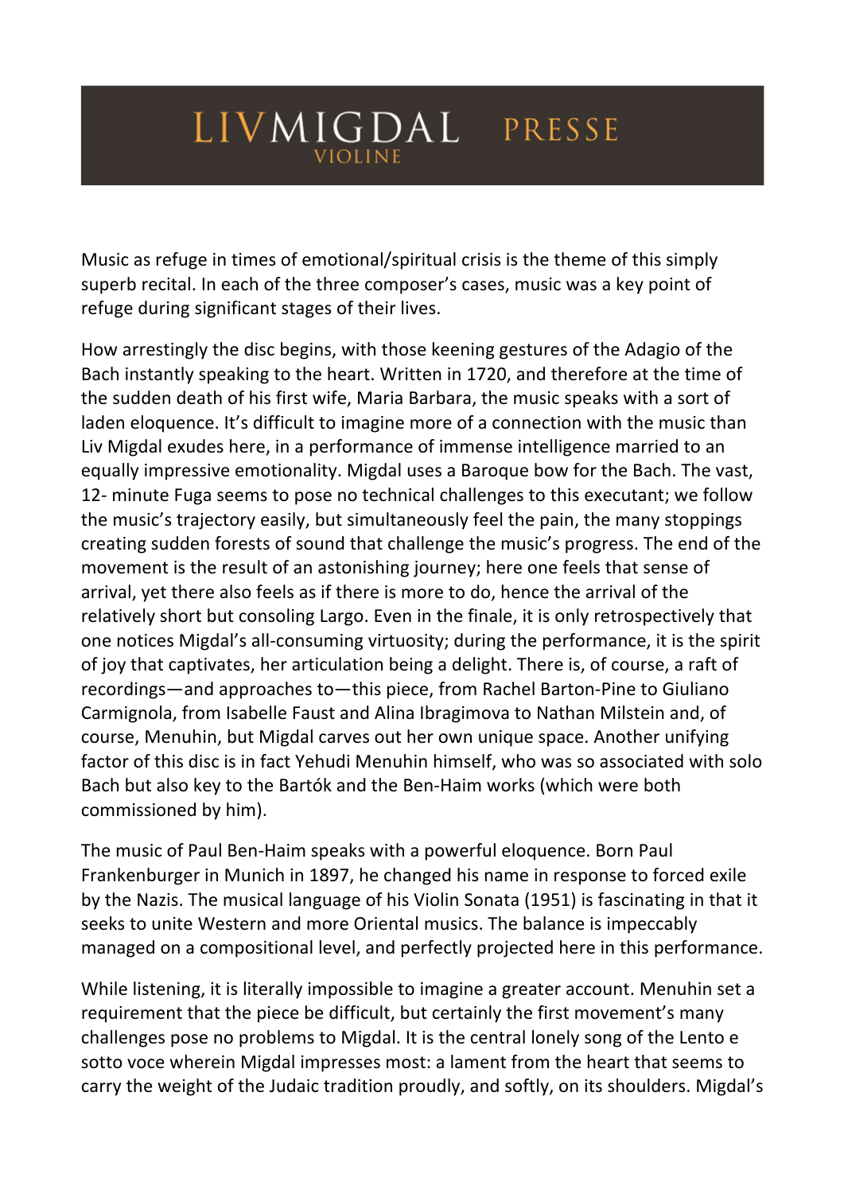# LIVMIGDAL VIOLINE PRESSE

Music as refuge in times of emotional/spiritual crisis is the theme of this simply superb recital. In each of the three composer's cases, music was a key point of refuge during significant stages of their lives.

How arrestingly the disc begins, with those keening gestures of the Adagio of the Bach instantly speaking to the heart. Written in 1720, and therefore at the time of the sudden death of his first wife, Maria Barbara, the music speaks with a sort of laden eloquence. It's difficult to imagine more of a connection with the music than Liv Migdal exudes here, in a performance of immense intelligence married to an equally impressive emotionality. Migdal uses a Baroque bow for the Bach. The vast, 12- minute Fuga seems to pose no technical challenges to this executant; we follow the music's trajectory easily, but simultaneously feel the pain, the many stoppings creating sudden forests of sound that challenge the music's progress. The end of the movement is the result of an astonishing journey; here one feels that sense of arrival, yet there also feels as if there is more to do, hence the arrival of the relatively short but consoling Largo. Even in the finale, it is only retrospectively that one notices Migdal's all-consuming virtuosity; during the performance, it is the spirit of joy that captivates, her articulation being a delight. There is, of course, a raft of recordings—and approaches to—this piece, from Rachel Barton-Pine to Giuliano Carmignola, from Isabelle Faust and Alina Ibragimova to Nathan Milstein and, of course, Menuhin, but Migdal carves out her own unique space. Another unifying factor of this disc is in fact Yehudi Menuhin himself, who was so associated with solo Bach but also key to the Bartók and the Ben-Haim works (which were both commissioned by him).

The music of Paul Ben-Haim speaks with a powerful eloquence. Born Paul Frankenburger in Munich in 1897, he changed his name in response to forced exile by the Nazis. The musical language of his Violin Sonata (1951) is fascinating in that it seeks to unite Western and more Oriental musics. The balance is impeccably managed on a compositional level, and perfectly projected here in this performance.

While listening, it is literally impossible to imagine a greater account. Menuhin set a requirement that the piece be difficult, but certainly the first movement's many challenges pose no problems to Migdal. It is the central lonely song of the Lento e sotto voce wherein Migdal impresses most: a lament from the heart that seems to carry the weight of the Judaic tradition proudly, and softly, on its shoulders. Migdal's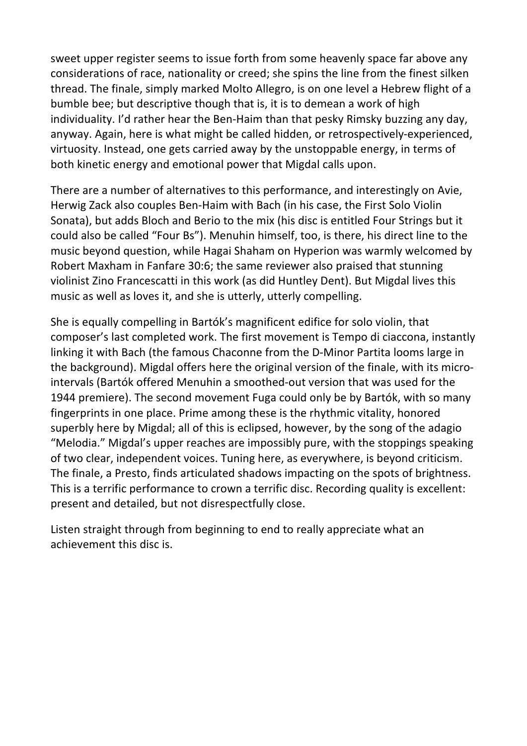sweet upper register seems to issue forth from some heavenly space far above any considerations of race, nationality or creed; she spins the line from the finest silken thread. The finale, simply marked Molto Allegro, is on one level a Hebrew flight of a bumble bee; but descriptive though that is, it is to demean a work of high individuality. I'd rather hear the Ben-Haim than that pesky Rimsky buzzing any day, anyway. Again, here is what might be called hidden, or retrospectively-experienced, virtuosity. Instead, one gets carried away by the unstoppable energy, in terms of both kinetic energy and emotional power that Migdal calls upon.

There are a number of alternatives to this performance, and interestingly on Avie, Herwig Zack also couples Ben-Haim with Bach (in his case, the First Solo Violin Sonata), but adds Bloch and Berio to the mix (his disc is entitled Four Strings but it could also be called "Four Bs"). Menuhin himself, too, is there, his direct line to the music beyond question, while Hagai Shaham on Hyperion was warmly welcomed by Robert Maxham in Fanfare 30:6; the same reviewer also praised that stunning violinist Zino Francescatti in this work (as did Huntley Dent). But Migdal lives this music as well as loves it, and she is utterly, utterly compelling.

She is equally compelling in Bartók's magnificent edifice for solo violin, that composer's last completed work. The first movement is Tempo di ciaccona, instantly linking it with Bach (the famous Chaconne from the D-Minor Partita looms large in the background). Migdal offers here the original version of the finale, with its micro-intervals (Bartók offered Menuhin a smoothed-out version that was used for the 1944 premiere). The second movement Fuga could only be by Bartók, with so many fingerprints in one place. Prime among these is the rhythmic vitality, honored superbly here by Migdal; all of this is eclipsed, however, by the song of the adagio "Melodia." Migdal's upper reaches are impossibly pure, with the stoppings speaking of two clear, independent voices. Tuning here, as everywhere, is beyond criticism. The finale, a Presto, finds articulated shadows impacting on the spots of brightness. This is a terrific performance to crown a terrific disc. Recording quality is excellent: present and detailed, but not disrespectfully close.

Listen straight through from beginning to end to really appreciate what an achievement this disc is.